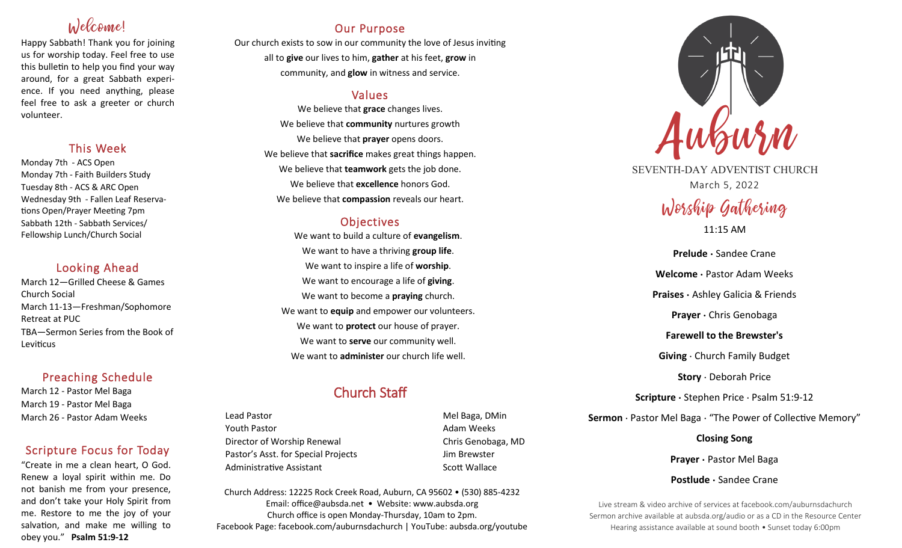## Welcome!

Happy Sabbath! Thank you for joining us for worship today. Feel free to use this bulletin to help you find your way around, for a great Sabbath experience. If you need anything, please feel free to ask a greeter or church volunteer.

## This Week

Monday 7th - ACS Open
Monday 7th - Faith Builders Study
Tuesday 8th - ACS & ARC Open
Wednesday 9th - Fallen Leaf Reservations Open/Prayer Meeting 7pm
Sabbath 12th - Sabbath Services/ Fellowship Lunch/Church Social

## Looking Ahead

March 12—Grilled Cheese & Games Church Social
March 11-13—Freshman/Sophomore Retreat at PUC
TBA—Sermon Series from the Book of Leviticus

## Preaching Schedule

March 12 - Pastor Mel Baga
March 19 - Pastor Mel Baga
March 26 - Pastor Adam Weeks

## Scripture Focus for Today

"Create in me a clean heart, O God. Renew a loyal spirit within me. Do not banish me from your presence, and don't take your Holy Spirit from me. Restore to me the joy of your salvation, and make me willing to obey you." **Psalm 51:9-12**

## Our Purpose

Our church exists to sow in our community the love of Jesus inviting all to **give** our lives to him, **gather** at his feet, **grow** in community, and **glow** in witness and service.

## Values

We believe that **grace** changes lives.
We believe that **community** nurtures growth
We believe that **prayer** opens doors.
We believe that **sacrifice** makes great things happen.
We believe that **teamwork** gets the job done.
We believe that **excellence** honors God.
We believe that **compassion** reveals our heart.

## Objectives

We want to build a culture of **evangelism**.
We want to have a thriving **group life**.
We want to inspire a life of **worship**.
We want to encourage a life of **giving**.
We want to become a **praying** church.
We want to **equip** and empower our volunteers.
We want to **protect** our house of prayer.
We want to **serve** our community well.
We want to **administer** our church life well.

## Church Staff

| | |
|---|---|
| Lead Pastor | Mel Baga, DMin |
| Youth Pastor | Adam Weeks |
| Director of Worship Renewal | Chris Genobaga, MD |
| Pastor's Asst. for Special Projects | Jim Brewster |
| Administrative Assistant | Scott Wallace |

Church Address: 12225 Rock Creek Road, Auburn, CA 95602 • (530) 885-4232
Email: office@aubsda.net • Website: www.aubsda.org
Church office is open Monday-Thursday, 10am to 2pm.
Facebook Page: facebook.com/auburnsdachurch | YouTube: aubsda.org/youtube

# Auburn

SEVENTH-DAY ADVENTIST CHURCH

March 5, 2022

## Worship Gathering

11:15 AM

**Prelude** · Sandee Crane

**Welcome** · Pastor Adam Weeks

**Praises** · Ashley Galicia & Friends

**Prayer** · Chris Genobaga

**Farewell to the Brewster's**

**Giving** · Church Family Budget

**Story** · Deborah Price

**Scripture** · Stephen Price · Psalm 51:9-12

**Sermon** · Pastor Mel Baga · "The Power of Collective Memory"

**Closing Song**

**Prayer** · Pastor Mel Baga

**Postlude** · Sandee Crane

Live stream & video archive of services at facebook.com/auburnsdachurch
Sermon archive available at aubsda.org/audio or as a CD in the Resource Center
Hearing assistance available at sound booth • Sunset today 6:00pm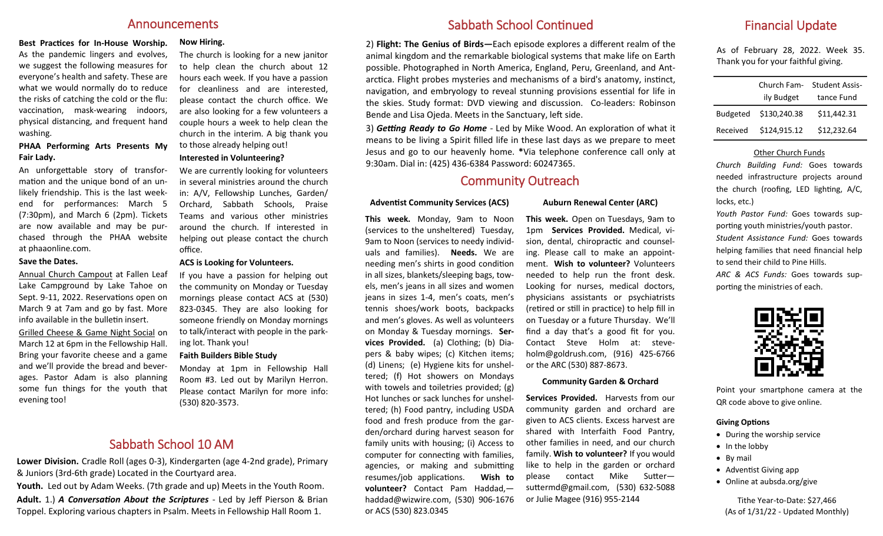## Announcements

**Best Practices for In-House Worship.** As the pandemic lingers and evolves, we suggest the following measures for everyone's health and safety. These are what we would normally do to reduce the risks of catching the cold or the flu: vaccination, mask-wearing indoors, physical distancing, and frequent hand washing.

**PHAA Performing Arts Presents My Fair Lady.**

An unforgettable story of transformation and the unique bond of an unlikely friendship. This is the last weekend for performances: March 5 (7:30pm), and March 6 (2pm). Tickets are now available and may be purchased through the PHAA website at phaaonline.com.

**Save the Dates.**

Annual Church Campout at Fallen Leaf Lake Campground by Lake Tahoe on Sept. 9-11, 2022. Reservations open on March 9 at 7am and go by fast. More info available in the bulletin insert.

Grilled Cheese & Game Night Social on March 12 at 6pm in the Fellowship Hall. Bring your favorite cheese and a game and we'll provide the bread and beverages. Pastor Adam is also planning some fun things for the youth that evening too!

**Now Hiring.**

The church is looking for a new janitor to help clean the church about 12 hours each week. If you have a passion for cleanliness and are interested, please contact the church office. We are also looking for a few volunteers a couple hours a week to help clean the church in the interim. A big thank you to those already helping out!

**Interested in Volunteering?**

We are currently looking for volunteers in several ministries around the church in: A/V, Fellowship Lunches, Garden/Orchard, Sabbath Schools, Praise Teams and various other ministries around the church. If interested in helping out please contact the church office.

**ACS is Looking for Volunteers.**

If you have a passion for helping out the community on Monday or Tuesday mornings please contact ACS at (530) 823-0345. They are also looking for someone friendly on Monday mornings to talk/interact with people in the parking lot. Thank you!

**Faith Builders Bible Study**

Monday at 1pm in Fellowship Hall Room #3. Led out by Marilyn Herron. Please contact Marilyn for more info: (530) 820-3573.

## Sabbath School 10 AM

**Lower Division.** Cradle Roll (ages 0-3), Kindergarten (age 4-2nd grade), Primary & Juniors (3rd-6th grade) Located in the Courtyard area.

**Youth.** Led out by Adam Weeks. (7th grade and up) Meets in the Youth Room.

**Adult.** 1.) ***A Conversation About the Scriptures*** - Led by Jeff Pierson & Brian Toppel. Exploring various chapters in Psalm. Meets in Fellowship Hall Room 1.

## Sabbath School Continued

2) **Flight: The Genius of Birds—**Each episode explores a different realm of the animal kingdom and the remarkable biological systems that make life on Earth possible. Photographed in North America, England, Peru, Greenland, and Antarctica. Flight probes mysteries and mechanisms of a bird's anatomy, instinct, navigation, and embryology to reveal stunning provisions essential for life in the skies. Study format: DVD viewing and discussion. Co-leaders: Robinson Bende and Lisa Ojeda. Meets in the Sanctuary, left side.

3) ***Getting Ready to Go Home*** - Led by Mike Wood. An exploration of what it means to be living a Spirit filled life in these last days as we prepare to meet Jesus and go to our heavenly home. *Via telephone conference call only at 9:30am. Dial in: (425) 436-6384 Password: 60247365.

## Community Outreach

**Adventist Community Services (ACS)**

**This week.** Monday, 9am to Noon (services to the unsheltered) Tuesday, 9am to Noon (services to needy individuals and families). **Needs.** We are needing men's shirts in good condition in all sizes, blankets/sleeping bags, towels, men's jeans in all sizes and women jeans in sizes 1-4, men's coats, men's tennis shoes/work boots, backpacks and men's gloves. As well as volunteers on Monday & Tuesday mornings. **Services Provided.** (a) Clothing; (b) Diapers & baby wipes; (c) Kitchen items; (d) Linens; (e) Hygiene kits for unsheltered; (f) Hot showers on Mondays with towels and toiletries provided; (g) Hot lunches or sack lunches for unsheltered; (h) Food pantry, including USDA food and fresh produce from the garden/orchard during harvest season for family units with housing; (i) Access to computer for connecting with families, agencies, or making and submitting resumes/job applications. **Wish to volunteer?** Contact Pam Haddad,—haddad@wizwire.com, (530) 906-1676 or ACS (530) 823.0345

**Auburn Renewal Center (ARC)**

**This week.** Open on Tuesdays, 9am to 1pm **Services Provided.** Medical, vision, dental, chiropractic and counseling. Please call to make an appointment. **Wish to volunteer?** Volunteers needed to help run the front desk. Looking for nurses, medical doctors, physicians assistants or psychiatrists (retired or still in practice) to help fill in on Tuesday or a future Thursday. We'll find a day that's a good fit for you. Contact Steve Holm at: steveholm@goldrush.com, (916) 425-6766 or the ARC (530) 887-8673.

**Community Garden & Orchard**

**Services Provided.** Harvests from our community garden and orchard are given to ACS clients. Excess harvest are shared with Interfaith Food Pantry, other families in need, and our church family. **Wish to volunteer?** If you would like to help in the garden or orchard please contact Mike Sutter—suttermd@gmail.com, (530) 632-5088 or Julie Magee (916) 955-2144

## Financial Update

As of February 28, 2022. Week 35. Thank you for your faithful giving.

| | Church Family Budget | Student Assistance Fund |
|---|---|---|
| Budgeted | $130,240.38 | $11,442.31 |
| Received | $124,915.12 | $12,232.64 |

Other Church Funds

*Church Building Fund:* Goes towards needed infrastructure projects around the church (roofing, LED lighting, A/C, locks, etc.)

*Youth Pastor Fund:* Goes towards supporting youth ministries/youth pastor.

*Student Assistance Fund:* Goes towards helping families that need financial help to send their child to Pine Hills.

*ARC & ACS Funds:* Goes towards supporting the ministries of each.

Point your smartphone camera at the QR code above to give online.

**Giving Options**

- During the worship service
- In the lobby
- By mail
- Adventist Giving app
- Online at aubsda.org/give

Tithe Year-to-Date: $27,466
(As of 1/31/22 - Updated Monthly)